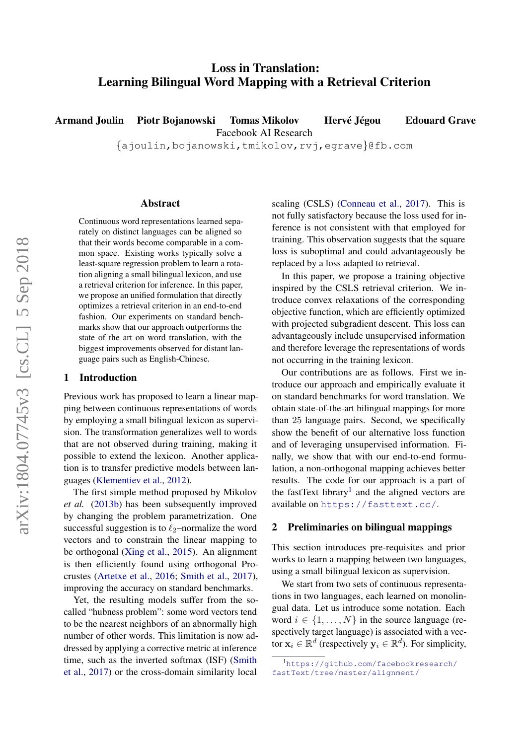# Loss in Translation: Learning Bilingual Word Mapping with a Retrieval Criterion

**Armand Joulin Piotr Bojanowski Tomas Mikolov Hervé Jégou Edouard Grave**

Facebook AI Research

{ajoulin,bojanowski,tmikolov,rvj,egrave}@fb.com

## Abstract

Continuous word representations learned separately on distinct languages can be aligned so that their words become comparable in a common space. Existing works typically solve a least-square regression problem to learn a rotation aligning a small bilingual lexicon, and use a retrieval criterion for inference. In this paper, we propose an unified formulation that directly optimizes a retrieval criterion in an end-to-end fashion. Our experiments on standard benchmarks show that our approach outperforms the state of the art on word translation, with the biggest improvements observed for distant language pairs such as English-Chinese.

## 1 Introduction

Previous work has proposed to learn a linear mapping between continuous representations of words by employing a small bilingual lexicon as supervision. The transformation generalizes well to words that are not observed during training, making it possible to extend the lexicon. Another application is to transfer predictive models between languages (Klementiev et al., 2012).

The first simple method proposed by Mikolov *et al.* (2013b) has been subsequently improved by changing the problem parametrization. One successful suggestion is to $\ell_2$–normalize the word vectors and to constrain the linear mapping to be orthogonal (Xing et al., 2015). An alignment is then efficiently found using orthogonal Procrustes (Artetxe et al., 2016; Smith et al., 2017), improving the accuracy on standard benchmarks.

Yet, the resulting models suffer from the so-called "hubness problem": some word vectors tend to be the nearest neighbors of an abnormally high number of other words. This limitation is now addressed by applying a corrective metric at inference time, such as the inverted softmax (ISF) (Smith et al., 2017) or the cross-domain similarity local scaling (CSLS) (Conneau et al., 2017). This is not fully satisfactory because the loss used for inference is not consistent with that employed for training. This observation suggests that the square loss is suboptimal and could advantageously be replaced by a loss adapted to retrieval.

In this paper, we propose a training objective inspired by the CSLS retrieval criterion. We introduce convex relaxations of the corresponding objective function, which are efficiently optimized with projected subgradient descent. This loss can advantageously include unsupervised information and therefore leverage the representations of words not occurring in the training lexicon.

Our contributions are as follows. First we introduce our approach and empirically evaluate it on standard benchmarks for word translation. We obtain state-of-the-art bilingual mappings for more than 25 language pairs. Second, we specifically show the benefit of our alternative loss function and of leveraging unsupervised information. Finally, we show that with our end-to-end formulation, a non-orthogonal mapping achieves better results. The code for our approach is a part of the fastText library[1] and the aligned vectors are available on https://fasttext.cc/.

## 2 Preliminaries on bilingual mappings

This section introduces pre-requisites and prior works to learn a mapping between two languages, using a small bilingual lexicon as supervision.

We start from two sets of continuous representations in two languages, each learned on monolingual data. Let us introduce some notation. Each word $i \in \{1, \ldots, N\}$ in the source language (respectively target language) is associated with a vector $\mathbf{x}_i \in \mathbb{R}^d$ (respectively $\mathbf{y}_i \in \mathbb{R}^d$). For simplicity,

[1] https://github.com/facebookresearch/fastText/tree/master/alignment/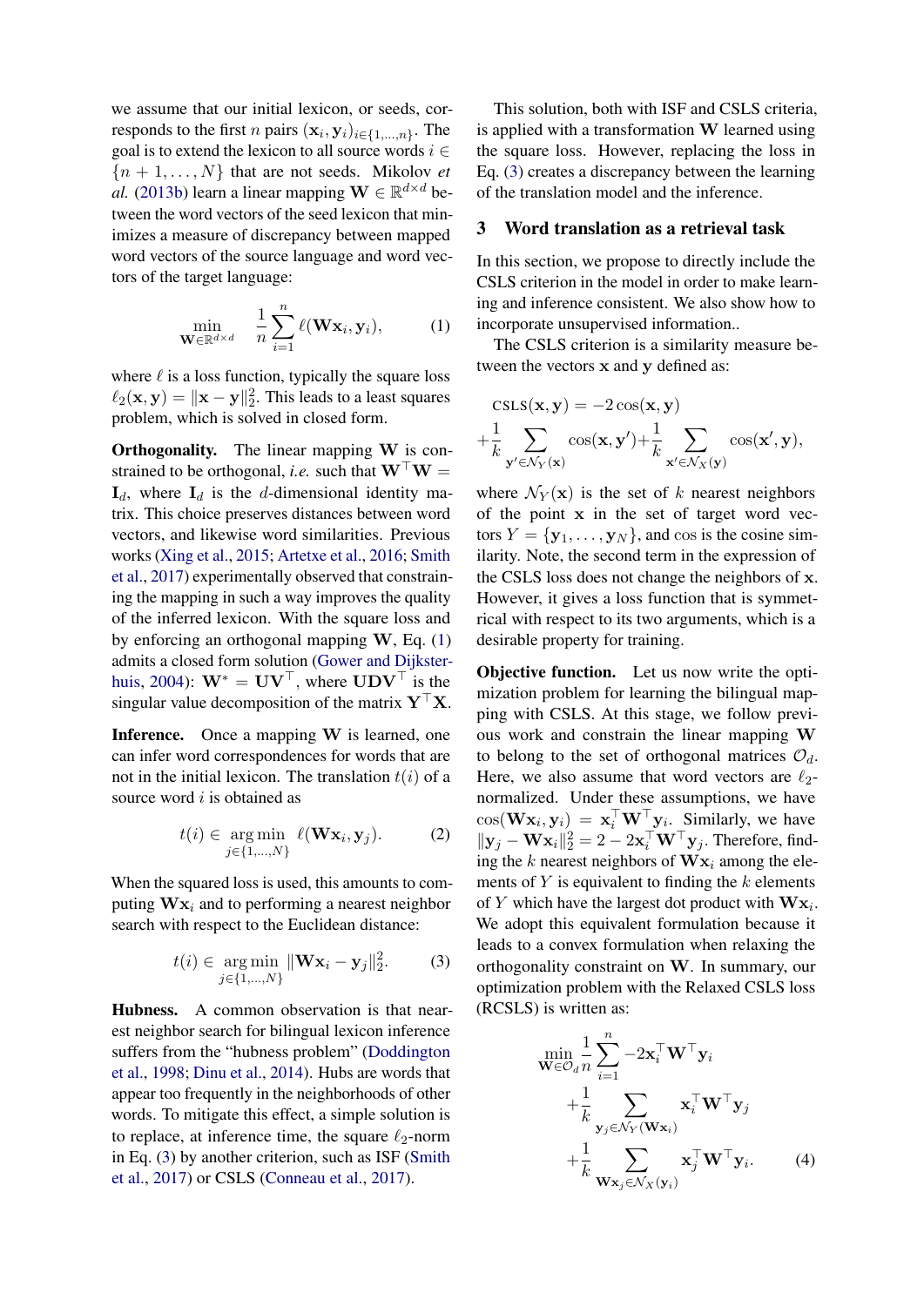we assume that our initial lexicon, or seeds, corresponds to the first $n$ pairs $(\mathbf{x}_i, \mathbf{y}_i)_{i\in\{1,\ldots,n\}}$. The goal is to extend the lexicon to all source words $i \in \{n+1, \ldots, N\}$ that are not seeds. Mikolov *et al.* (2013b) learn a linear mapping $\mathbf{W} \in \mathbb{R}^{d\times d}$ between the word vectors of the seed lexicon that minimizes a measure of discrepancy between mapped word vectors of the source language and word vectors of the target language:

$$\min_{\mathbf{W}\in\mathbb{R}^{d\times d}} \quad \frac{1}{n}\sum_{i=1}^{n} \ell(\mathbf{W}\mathbf{x}_i, \mathbf{y}_i), \tag{1}$$

where $\ell$ is a loss function, typically the square loss $\ell_2(\mathbf{x}, \mathbf{y}) = \|\mathbf{x} - \mathbf{y}\|_2^2$. This leads to a least squares problem, which is solved in closed form.

**Orthogonality.** The linear mapping $\mathbf{W}$ is constrained to be orthogonal, *i.e.* such that $\mathbf{W}^\top\mathbf{W} = \mathbf{I}_d$, where $\mathbf{I}_d$ is the $d$-dimensional identity matrix. This choice preserves distances between word vectors, and likewise word similarities. Previous works (Xing et al., 2015; Artetxe et al., 2016; Smith et al., 2017) experimentally observed that constraining the mapping in such a way improves the quality of the inferred lexicon. With the square loss and by enforcing an orthogonal mapping $\mathbf{W}$, Eq. (1) admits a closed form solution (Gower and Dijksterhuis, 2004): $\mathbf{W}^* = \mathbf{U}\mathbf{V}^\top$, where $\mathbf{U}\mathbf{D}\mathbf{V}^\top$ is the singular value decomposition of the matrix $\mathbf{Y}^\top\mathbf{X}$.

**Inference.** Once a mapping $\mathbf{W}$ is learned, one can infer word correspondences for words that are not in the initial lexicon. The translation $t(i)$ of a source word $i$ is obtained as

$$t(i) \in \operatorname*{arg\,min}_{j\in\{1,\ldots,N\}} \ \ell(\mathbf{W}\mathbf{x}_i, \mathbf{y}_j). \tag{2}$$

When the squared loss is used, this amounts to computing $\mathbf{W}\mathbf{x}_i$ and to performing a nearest neighbor search with respect to the Euclidean distance:

$$t(i) \in \operatorname*{arg\,min}_{j\in\{1,\ldots,N\}} \ \|\mathbf{W}\mathbf{x}_i - \mathbf{y}_j\|_2^2. \tag{3}$$

**Hubness.** A common observation is that nearest neighbor search for bilingual lexicon inference suffers from the "hubness problem" (Doddington et al., 1998; Dinu et al., 2014). Hubs are words that appear too frequently in the neighborhoods of other words. To mitigate this effect, a simple solution is to replace, at inference time, the square $\ell_2$-norm in Eq. (3) by another criterion, such as ISF (Smith et al., 2017) or CSLS (Conneau et al., 2017).

This solution, both with ISF and CSLS criteria, is applied with a transformation $\mathbf{W}$ learned using the square loss. However, replacing the loss in Eq. (3) creates a discrepancy between the learning of the translation model and the inference.

## 3 Word translation as a retrieval task

In this section, we propose to directly include the CSLS criterion in the model in order to make learning and inference consistent. We also show how to incorporate unsupervised information..

The CSLS criterion is a similarity measure between the vectors $\mathbf{x}$ and $\mathbf{y}$ defined as:

$$\text{CSLS}(\mathbf{x}, \mathbf{y}) = -2\cos(\mathbf{x}, \mathbf{y}) + \frac{1}{k}\sum_{\mathbf{y}'\in\mathcal{N}_Y(\mathbf{x})} \cos(\mathbf{x}, \mathbf{y}') + \frac{1}{k}\sum_{\mathbf{x}'\in\mathcal{N}_X(\mathbf{y})} \cos(\mathbf{x}', \mathbf{y}),$$

where $\mathcal{N}_Y(\mathbf{x})$ is the set of $k$ nearest neighbors of the point $\mathbf{x}$ in the set of target word vectors $Y = \{\mathbf{y}_1, \ldots, \mathbf{y}_N\}$, and $\cos$ is the cosine similarity. Note, the second term in the expression of the CSLS loss does not change the neighbors of $\mathbf{x}$. However, it gives a loss function that is symmetrical with respect to its two arguments, which is a desirable property for training.

**Objective function.** Let us now write the optimization problem for learning the bilingual mapping with CSLS. At this stage, we follow previous work and constrain the linear mapping $\mathbf{W}$ to belong to the set of orthogonal matrices $\mathcal{O}_d$. Here, we also assume that word vectors are $\ell_2$-normalized. Under these assumptions, we have $\cos(\mathbf{W}\mathbf{x}_i, \mathbf{y}_i) = \mathbf{x}_i^\top\mathbf{W}^\top\mathbf{y}_i$. Similarly, we have $\|\mathbf{y}_j - \mathbf{W}\mathbf{x}_i\|_2^2 = 2 - 2\mathbf{x}_i^\top\mathbf{W}^\top\mathbf{y}_j$. Therefore, finding the $k$ nearest neighbors of $\mathbf{W}\mathbf{x}_i$ among the elements of $Y$ is equivalent to finding the $k$ elements of $Y$ which have the largest dot product with $\mathbf{W}\mathbf{x}_i$. We adopt this equivalent formulation because it leads to a convex formulation when relaxing the orthogonality constraint on $\mathbf{W}$. In summary, our optimization problem with the Relaxed CSLS loss (RCSLS) is written as:

$$\begin{aligned}
\min_{\mathbf{W}\in\mathcal{O}_d} \frac{1}{n}\sum_{i=1}^{n} & -2\mathbf{x}_i^\top\mathbf{W}^\top\mathbf{y}_i \\
& + \frac{1}{k}\sum_{\mathbf{y}_j\in\mathcal{N}_Y(\mathbf{W}\mathbf{x}_i)} \mathbf{x}_i^\top\mathbf{W}^\top\mathbf{y}_j \\
& + \frac{1}{k}\sum_{\mathbf{W}\mathbf{x}_j\in\mathcal{N}_X(\mathbf{y}_i)} \mathbf{x}_j^\top\mathbf{W}^\top\mathbf{y}_i.
\end{aligned} \tag{4}$$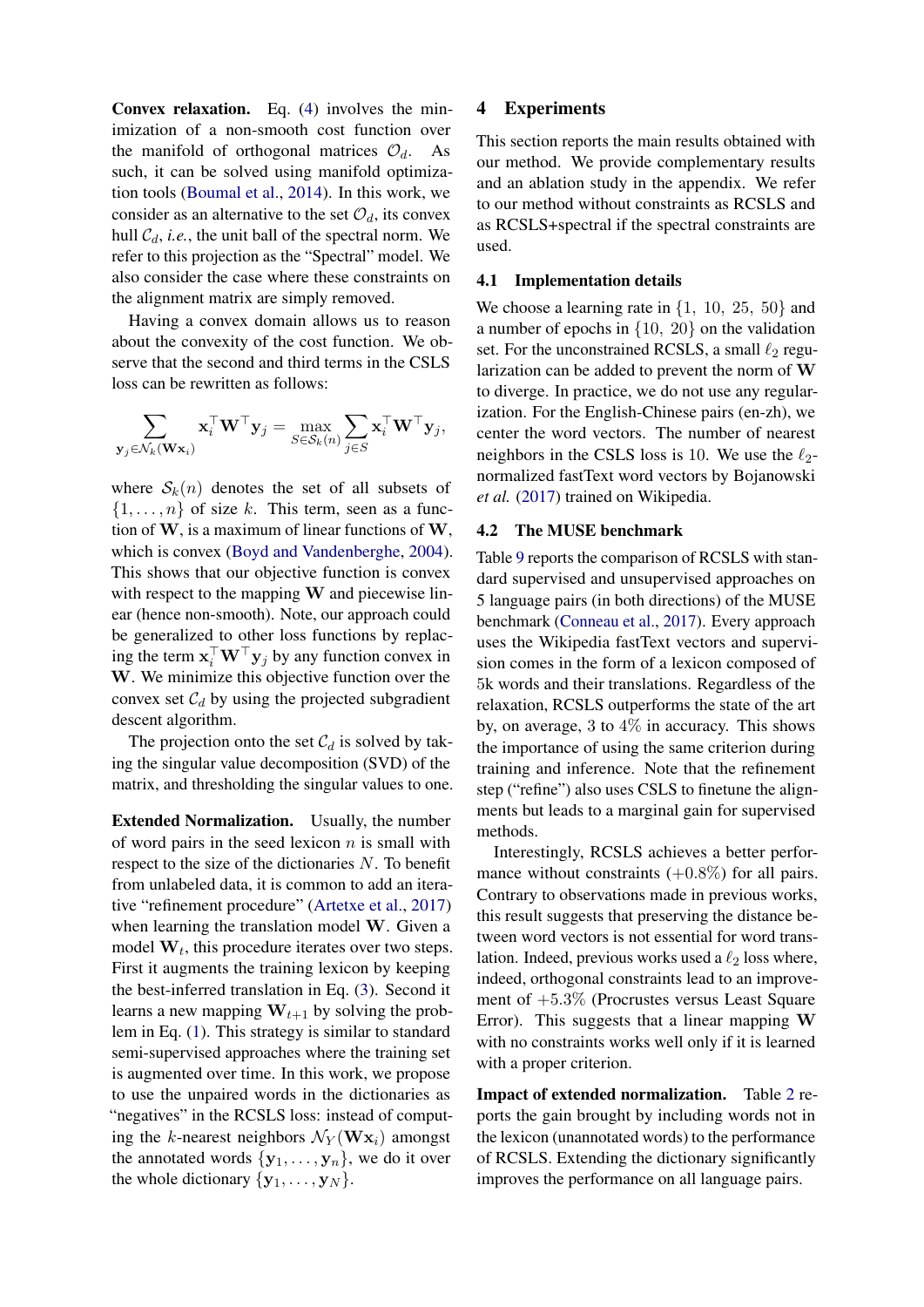**Convex relaxation.** Eq. (4) involves the minimization of a non-smooth cost function over the manifold of orthogonal matrices $\mathcal{O}_d$. As such, it can be solved using manifold optimization tools (Boumal et al., 2014). In this work, we consider as an alternative to the set $\mathcal{O}_d$, its convex hull $\mathcal{C}_d$, *i.e.*, the unit ball of the spectral norm. We refer to this projection as the "Spectral" model. We also consider the case where these constraints on the alignment matrix are simply removed.

Having a convex domain allows us to reason about the convexity of the cost function. We observe that the second and third terms in the CSLS loss can be rewritten as follows:

$$\sum_{\mathbf{y}_j \in \mathcal{N}_k(\mathbf{W}\mathbf{x}_i)} \mathbf{x}_i^\top \mathbf{W}^\top \mathbf{y}_j = \max_{S \in \mathcal{S}_k(n)} \sum_{j \in S} \mathbf{x}_i^\top \mathbf{W}^\top \mathbf{y}_j,$$

where $\mathcal{S}_k(n)$ denotes the set of all subsets of $\{1, \ldots, n\}$ of size $k$. This term, seen as a function of $\mathbf{W}$, is a maximum of linear functions of $\mathbf{W}$, which is convex (Boyd and Vandenberghe, 2004). This shows that our objective function is convex with respect to the mapping $\mathbf{W}$ and piecewise linear (hence non-smooth). Note, our approach could be generalized to other loss functions by replacing the term $\mathbf{x}_i^\top \mathbf{W}^\top \mathbf{y}_j$ by any function convex in $\mathbf{W}$. We minimize this objective function over the convex set $\mathcal{C}_d$ by using the projected subgradient descent algorithm.

The projection onto the set $\mathcal{C}_d$ is solved by taking the singular value decomposition (SVD) of the matrix, and thresholding the singular values to one.

**Extended Normalization.** Usually, the number of word pairs in the seed lexicon $n$ is small with respect to the size of the dictionaries $N$. To benefit from unlabeled data, it is common to add an iterative "refinement procedure" (Artetxe et al., 2017) when learning the translation model $\mathbf{W}$. Given a model $\mathbf{W}_t$, this procedure iterates over two steps. First it augments the training lexicon by keeping the best-inferred translation in Eq. (3). Second it learns a new mapping $\mathbf{W}_{t+1}$ by solving the problem in Eq. (1). This strategy is similar to standard semi-supervised approaches where the training set is augmented over time. In this work, we propose to use the unpaired words in the dictionaries as "negatives" in the RCSLS loss: instead of computing the $k$-nearest neighbors $\mathcal{N}_Y(\mathbf{W}\mathbf{x}_i)$ amongst the annotated words $\{\mathbf{y}_1, \ldots, \mathbf{y}_n\}$, we do it over the whole dictionary $\{\mathbf{y}_1, \ldots, \mathbf{y}_N\}$.

## 4 Experiments

This section reports the main results obtained with our method. We provide complementary results and an ablation study in the appendix. We refer to our method without constraints as RCSLS and as RCSLS+spectral if the spectral constraints are used.

### 4.1 Implementation details

We choose a learning rate in $\{1,\ 10,\ 25,\ 50\}$ and a number of epochs in $\{10,\ 20\}$ on the validation set. For the unconstrained RCSLS, a small $\ell_2$ regularization can be added to prevent the norm of $\mathbf{W}$ to diverge. In practice, we do not use any regularization. For the English-Chinese pairs (en-zh), we center the word vectors. The number of nearest neighbors in the CSLS loss is 10. We use the $\ell_2$-normalized fastText word vectors by Bojanowski *et al.* (2017) trained on Wikipedia.

### 4.2 The MUSE benchmark

Table 9 reports the comparison of RCSLS with standard supervised and unsupervised approaches on 5 language pairs (in both directions) of the MUSE benchmark (Conneau et al., 2017). Every approach uses the Wikipedia fastText vectors and supervision comes in the form of a lexicon composed of 5k words and their translations. Regardless of the relaxation, RCSLS outperforms the state of the art by, on average, 3 to 4% in accuracy. This shows the importance of using the same criterion during training and inference. Note that the refinement step ("refine") also uses CSLS to finetune the alignments but leads to a marginal gain for supervised methods.

Interestingly, RCSLS achieves a better performance without constraints (+0.8%) for all pairs. Contrary to observations made in previous works, this result suggests that preserving the distance between word vectors is not essential for word translation. Indeed, previous works used a $\ell_2$ loss where, indeed, orthogonal constraints lead to an improvement of +5.3% (Procrustes versus Least Square Error). This suggests that a linear mapping $\mathbf{W}$ with no constraints works well only if it is learned with a proper criterion.

**Impact of extended normalization.** Table 2 reports the gain brought by including words not in the lexicon (unannotated words) to the performance of RCSLS. Extending the dictionary significantly improves the performance on all language pairs.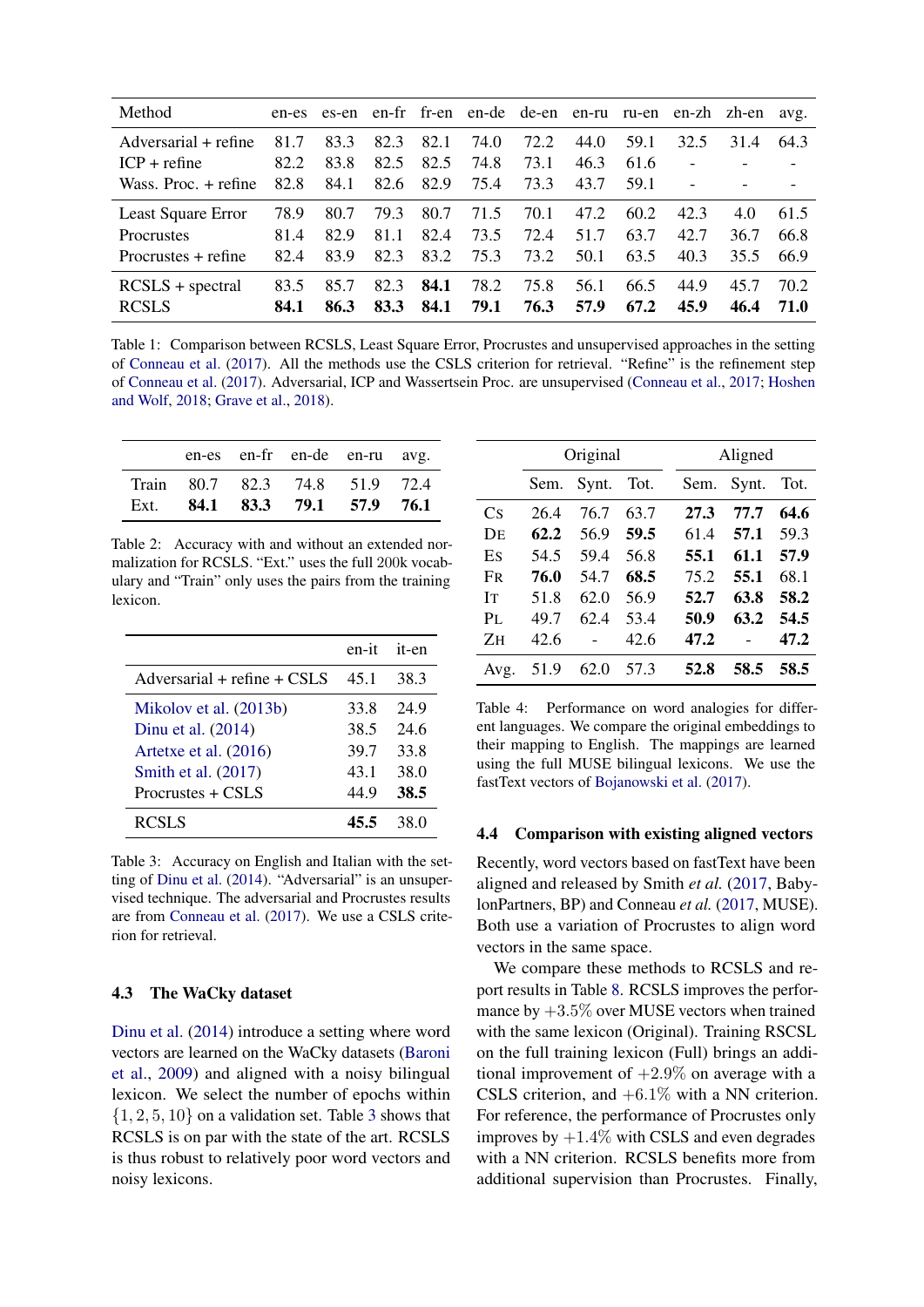| Method | en-es | es-en | en-fr | fr-en | en-de | de-en | en-ru | ru-en | en-zh | zh-en | avg. |
|---|---|---|---|---|---|---|---|---|---|---|---|
| Adversarial + refine | 81.7 | 83.3 | 82.3 | 82.1 | 74.0 | 72.2 | 44.0 | 59.1 | 32.5 | 31.4 | 64.3 |
| ICP + refine | 82.2 | 83.8 | 82.5 | 82.5 | 74.8 | 73.1 | 46.3 | 61.6 | - | - | - |
| Wass. Proc. + refine | 82.8 | 84.1 | 82.6 | 82.9 | 75.4 | 73.3 | 43.7 | 59.1 | - | - | - |
| Least Square Error | 78.9 | 80.7 | 79.3 | 80.7 | 71.5 | 70.1 | 47.2 | 60.2 | 42.3 | 4.0 | 61.5 |
| Procrustes | 81.4 | 82.9 | 81.1 | 82.4 | 73.5 | 72.4 | 51.7 | 63.7 | 42.7 | 36.7 | 66.8 |
| Procrustes + refine | 82.4 | 83.9 | 82.3 | 83.2 | 75.3 | 73.2 | 50.1 | 63.5 | 40.3 | 35.5 | 66.9 |
| RCSLS + spectral | 83.5 | 85.7 | 82.3 | **84.1** | 78.2 | 75.8 | 56.1 | 66.5 | 44.9 | 45.7 | 70.2 |
| RCSLS | **84.1** | **86.3** | **83.3** | **84.1** | **79.1** | **76.3** | **57.9** | **67.2** | **45.9** | **46.4** | **71.0** |

Table 1: Comparison between RCSLS, Least Square Error, Procrustes and unsupervised approaches in the setting of Conneau et al. (2017). All the methods use the CSLS criterion for retrieval. "Refine" is the refinement step of Conneau et al. (2017). Adversarial, ICP and Wassertsein Proc. are unsupervised (Conneau et al., 2017; Hoshen and Wolf, 2018; Grave et al., 2018).

| | en-es | en-fr | en-de | en-ru | avg. |
|---|---|---|---|---|---|
| Train | 80.7 | 82.3 | 74.8 | 51.9 | 72.4 |
| Ext. | **84.1** | **83.3** | **79.1** | **57.9** | **76.1** |

Table 2: Accuracy with and without an extended normalization for RCSLS. "Ext." uses the full 200k vocabulary and "Train" only uses the pairs from the training lexicon.

| | en-it | it-en |
|---|---|---|
| Adversarial + refine + CSLS | 45.1 | 38.3 |
| Mikolov et al. (2013b) | 33.8 | 24.9 |
| Dinu et al. (2014) | 38.5 | 24.6 |
| Artetxe et al. (2016) | 39.7 | 33.8 |
| Smith et al. (2017) | 43.1 | 38.0 |
| Procrustes + CSLS | 44.9 | **38.5** |
| RCSLS | **45.5** | 38.0 |

Table 3: Accuracy on English and Italian with the setting of Dinu et al. (2014). "Adversarial" is an unsupervised technique. The adversarial and Procrustes results are from Conneau et al. (2017). We use a CSLS criterion for retrieval.

### 4.3 The WaCky dataset

Dinu et al. (2014) introduce a setting where word vectors are learned on the WaCky datasets (Baroni et al., 2009) and aligned with a noisy bilingual lexicon. We select the number of epochs within $\{1, 2, 5, 10\}$ on a validation set. Table 3 shows that RCSLS is on par with the state of the art. RCSLS is thus robust to relatively poor word vectors and noisy lexicons.

| | Original | | | Aligned | | |
|---|---|---|---|---|---|---|
| | Sem. | Synt. | Tot. | Sem. | Synt. | Tot. |
| Cs | 26.4 | 76.7 | 63.7 | **27.3** | **77.7** | **64.6** |
| De | **62.2** | 56.9 | **59.5** | 61.4 | **57.1** | 59.3 |
| Es | 54.5 | 59.4 | 56.8 | **55.1** | **61.1** | **57.9** |
| Fr | **76.0** | 54.7 | **68.5** | 75.2 | **55.1** | 68.1 |
| It | 51.8 | 62.0 | 56.9 | **52.7** | **63.8** | **58.2** |
| Pl | 49.7 | 62.4 | 53.4 | **50.9** | **63.2** | **54.5** |
| Zh | 42.6 | - | 42.6 | **47.2** | - | **47.2** |
| Avg. | 51.9 | 62.0 | 57.3 | **52.8** | **58.5** | **58.5** |

Table 4: Performance on word analogies for different languages. We compare the original embeddings to their mapping to English. The mappings are learned using the full MUSE bilingual lexicons. We use the fastText vectors of Bojanowski et al. (2017).

### 4.4 Comparison with existing aligned vectors

Recently, word vectors based on fastText have been aligned and released by Smith *et al.* (2017, BabylonPartners, BP) and Conneau *et al.* (2017, MUSE). Both use a variation of Procrustes to align word vectors in the same space.

We compare these methods to RCSLS and report results in Table 8. RCSLS improves the performance by $+3.5\%$ over MUSE vectors when trained with the same lexicon (Original). Training RSCSL on the full training lexicon (Full) brings an additional improvement of $+2.9\%$ on average with a CSLS criterion, and $+6.1\%$ with a NN criterion. For reference, the performance of Procrustes only improves by $+1.4\%$ with CSLS and even degrades with a NN criterion. RCSLS benefits more from additional supervision than Procrustes. Finally,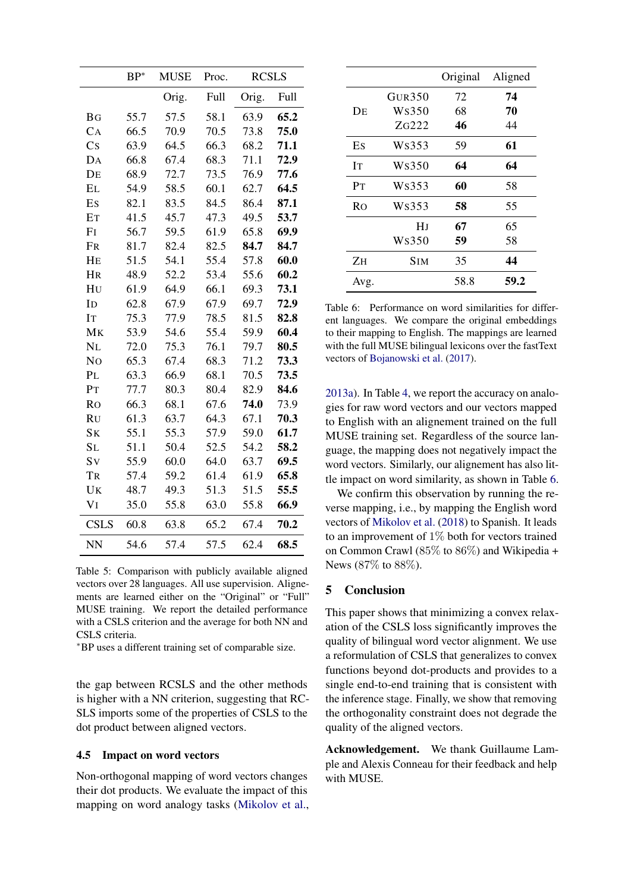|  | BP* | MUSE | Proc. | RCSLS | |
|---|---|---|---|---|---|
|  |  | Orig. | Full | Orig. | Full |
| BG | 55.7 | 57.5 | 58.1 | 63.9 | **65.2** |
| CA | 66.5 | 70.9 | 70.5 | 73.8 | **75.0** |
| CS | 63.9 | 64.5 | 66.3 | 68.2 | **71.1** |
| DA | 66.8 | 67.4 | 68.3 | 71.1 | **72.9** |
| DE | 68.9 | 72.7 | 73.5 | 76.9 | **77.6** |
| EL | 54.9 | 58.5 | 60.1 | 62.7 | **64.5** |
| ES | 82.1 | 83.5 | 84.5 | 86.4 | **87.1** |
| ET | 41.5 | 45.7 | 47.3 | 49.5 | **53.7** |
| FI | 56.7 | 59.5 | 61.9 | 65.8 | **69.9** |
| FR | 81.7 | 82.4 | 82.5 | **84.7** | **84.7** |
| HE | 51.5 | 54.1 | 55.4 | 57.8 | **60.0** |
| HR | 48.9 | 52.2 | 53.4 | 55.6 | **60.2** |
| HU | 61.9 | 64.9 | 66.1 | 69.3 | **73.1** |
| ID | 62.8 | 67.9 | 67.9 | 69.7 | **72.9** |
| IT | 75.3 | 77.9 | 78.5 | 81.5 | **82.8** |
| MK | 53.9 | 54.6 | 55.4 | 59.9 | **60.4** |
| NL | 72.0 | 75.3 | 76.1 | 79.7 | **80.5** |
| NO | 65.3 | 67.4 | 68.3 | 71.2 | **73.3** |
| PL | 63.3 | 66.9 | 68.1 | 70.5 | **73.5** |
| PT | 77.7 | 80.3 | 80.4 | 82.9 | **84.6** |
| RO | 66.3 | 68.1 | 67.6 | **74.0** | 73.9 |
| RU | 61.3 | 63.7 | 64.3 | 67.1 | **70.3** |
| SK | 55.1 | 55.3 | 57.9 | 59.0 | **61.7** |
| SL | 51.1 | 50.4 | 52.5 | 54.2 | **58.2** |
| SV | 55.9 | 60.0 | 64.0 | 63.7 | **69.5** |
| TR | 57.4 | 59.2 | 61.4 | 61.9 | **65.8** |
| UK | 48.7 | 49.3 | 51.3 | 51.5 | **55.5** |
| VI | 35.0 | 55.8 | 63.0 | 55.8 | **66.9** |
| CSLS | 60.8 | 63.8 | 65.2 | 67.4 | **70.2** |
| NN | 54.6 | 57.4 | 57.5 | 62.4 | **68.5** |

Table 5: Comparison with publicly available aligned vectors over 28 languages. All use supervision. Alignements are learned either on the "Original" or "Full" MUSE training. We report the detailed performance with a CSLS criterion and the average for both NN and CSLS criteria.

*BP uses a different training set of comparable size.

the gap between RCSLS and the other methods is higher with a NN criterion, suggesting that RCSLS imports some of the properties of CSLS to the dot product between aligned vectors.

### 4.5 Impact on word vectors

Non-orthogonal mapping of word vectors changes their dot products. We evaluate the impact of this mapping on word analogy tasks (Mikolov et al., 2013a). In Table 4, we report the accuracy on analogies for raw word vectors and our vectors mapped to English with an alignement trained on the full MUSE training set. Regardless of the source language, the mapping does not negatively impact the word vectors. Similarly, our alignement has also little impact on word similarity, as shown in Table 6.

We confirm this observation by running the reverse mapping, i.e., by mapping the English word vectors of Mikolov et al. (2018) to Spanish. It leads to an improvement of 1% both for vectors trained on Common Crawl (85% to 86%) and Wikipedia + News (87% to 88%).

|  |  | Original | Aligned |
|---|---|---|---|
| DE | GUR350 | 72 | **74** |
|  | WS350 | 68 | **70** |
|  | ZG222 | **46** | 44 |
| ES | WS353 | 59 | **61** |
| IT | WS350 | **64** | **64** |
| PT | WS353 | **60** | 58 |
| RO | WS353 | **58** | 55 |
|  | HJ | **67** | 65 |
|  | WS350 | **59** | 58 |
| ZH | SIM | 35 | **44** |
| Avg. |  | 58.8 | **59.2** |

Table 6: Performance on word similarities for different languages. We compare the original embeddings to their mapping to English. The mappings are learned with the full MUSE bilingual lexicons over the fastText vectors of Bojanowski et al. (2017).

## 5 Conclusion

This paper shows that minimizing a convex relaxation of the CSLS loss significantly improves the quality of bilingual word vector alignment. We use a reformulation of CSLS that generalizes to convex functions beyond dot-products and provides to a single end-to-end training that is consistent with the inference stage. Finally, we show that removing the orthogonality constraint does not degrade the quality of the aligned vectors.

**Acknowledgement.** We thank Guillaume Lample and Alexis Conneau for their feedback and help with MUSE.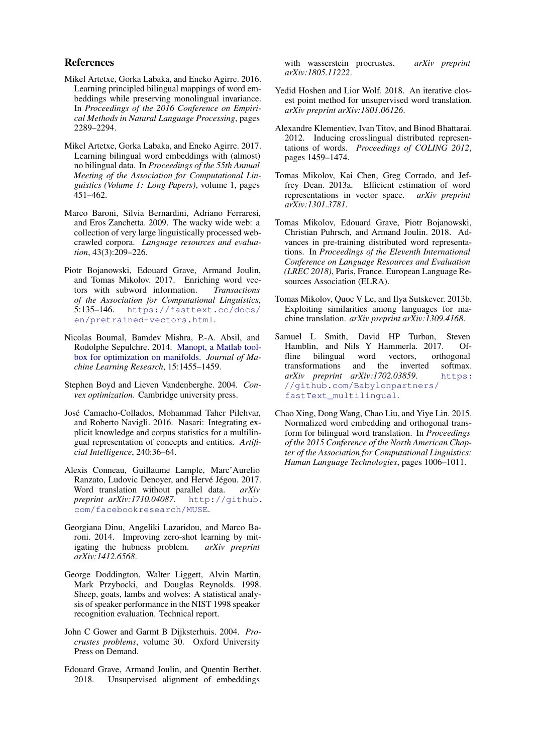## References

Mikel Artetxe, Gorka Labaka, and Eneko Agirre. 2016. Learning principled bilingual mappings of word embeddings while preserving monolingual invariance. In *Proceedings of the 2016 Conference on Empirical Methods in Natural Language Processing*, pages 2289–2294.

Mikel Artetxe, Gorka Labaka, and Eneko Agirre. 2017. Learning bilingual word embeddings with (almost) no bilingual data. In *Proceedings of the 55th Annual Meeting of the Association for Computational Linguistics (Volume 1: Long Papers)*, volume 1, pages 451–462.

Marco Baroni, Silvia Bernardini, Adriano Ferraresi, and Eros Zanchetta. 2009. The wacky wide web: a collection of very large linguistically processed web-crawled corpora. *Language resources and evaluation*, 43(3):209–226.

Piotr Bojanowski, Edouard Grave, Armand Joulin, and Tomas Mikolov. 2017. Enriching word vectors with subword information. *Transactions of the Association for Computational Linguistics*, 5:135–146. https://fasttext.cc/docs/en/pretrained-vectors.html.

Nicolas Boumal, Bamdev Mishra, P.-A. Absil, and Rodolphe Sepulchre. 2014. Manopt, a Matlab toolbox for optimization on manifolds. *Journal of Machine Learning Research*, 15:1455–1459.

Stephen Boyd and Lieven Vandenberghe. 2004. *Convex optimization*. Cambridge university press.

José Camacho-Collados, Mohammad Taher Pilehvar, and Roberto Navigli. 2016. Nasari: Integrating explicit knowledge and corpus statistics for a multilingual representation of concepts and entities. *Artificial Intelligence*, 240:36–64.

Alexis Conneau, Guillaume Lample, Marc'Aurelio Ranzato, Ludovic Denoyer, and Hervé Jégou. 2017. Word translation without parallel data. *arXiv preprint arXiv:1710.04087*. http://github.com/facebookresearch/MUSE.

Georgiana Dinu, Angeliki Lazaridou, and Marco Baroni. 2014. Improving zero-shot learning by mitigating the hubness problem. *arXiv preprint arXiv:1412.6568*.

George Doddington, Walter Liggett, Alvin Martin, Mark Przybocki, and Douglas Reynolds. 1998. Sheep, goats, lambs and wolves: A statistical analysis of speaker performance in the NIST 1998 speaker recognition evaluation. Technical report.

John C Gower and Garmt B Dijksterhuis. 2004. *Procrustes problems*, volume 30. Oxford University Press on Demand.

Edouard Grave, Armand Joulin, and Quentin Berthet. 2018. Unsupervised alignment of embeddings with wasserstein procrustes. *arXiv preprint arXiv:1805.11222*.

Yedid Hoshen and Lior Wolf. 2018. An iterative closest point method for unsupervised word translation. *arXiv preprint arXiv:1801.06126*.

Alexandre Klementiev, Ivan Titov, and Binod Bhattarai. 2012. Inducing crosslingual distributed representations of words. *Proceedings of COLING 2012*, pages 1459–1474.

Tomas Mikolov, Kai Chen, Greg Corrado, and Jeffrey Dean. 2013a. Efficient estimation of word representations in vector space. *arXiv preprint arXiv:1301.3781*.

Tomas Mikolov, Edouard Grave, Piotr Bojanowski, Christian Puhrsch, and Armand Joulin. 2018. Advances in pre-training distributed word representations. In *Proceedings of the Eleventh International Conference on Language Resources and Evaluation (LREC 2018)*, Paris, France. European Language Resources Association (ELRA).

Tomas Mikolov, Quoc V Le, and Ilya Sutskever. 2013b. Exploiting similarities among languages for machine translation. *arXiv preprint arXiv:1309.4168*.

Samuel L Smith, David HP Turban, Steven Hamblin, and Nils Y Hammerla. 2017. Offline bilingual word vectors, orthogonal transformations and the inverted softmax. *arXiv preprint arXiv:1702.03859*. https://github.com/Babylonpartners/fastText_multilingual.

Chao Xing, Dong Wang, Chao Liu, and Yiye Lin. 2015. Normalized word embedding and orthogonal transform for bilingual word translation. In *Proceedings of the 2015 Conference of the North American Chapter of the Association for Computational Linguistics: Human Language Technologies*, pages 1006–1011.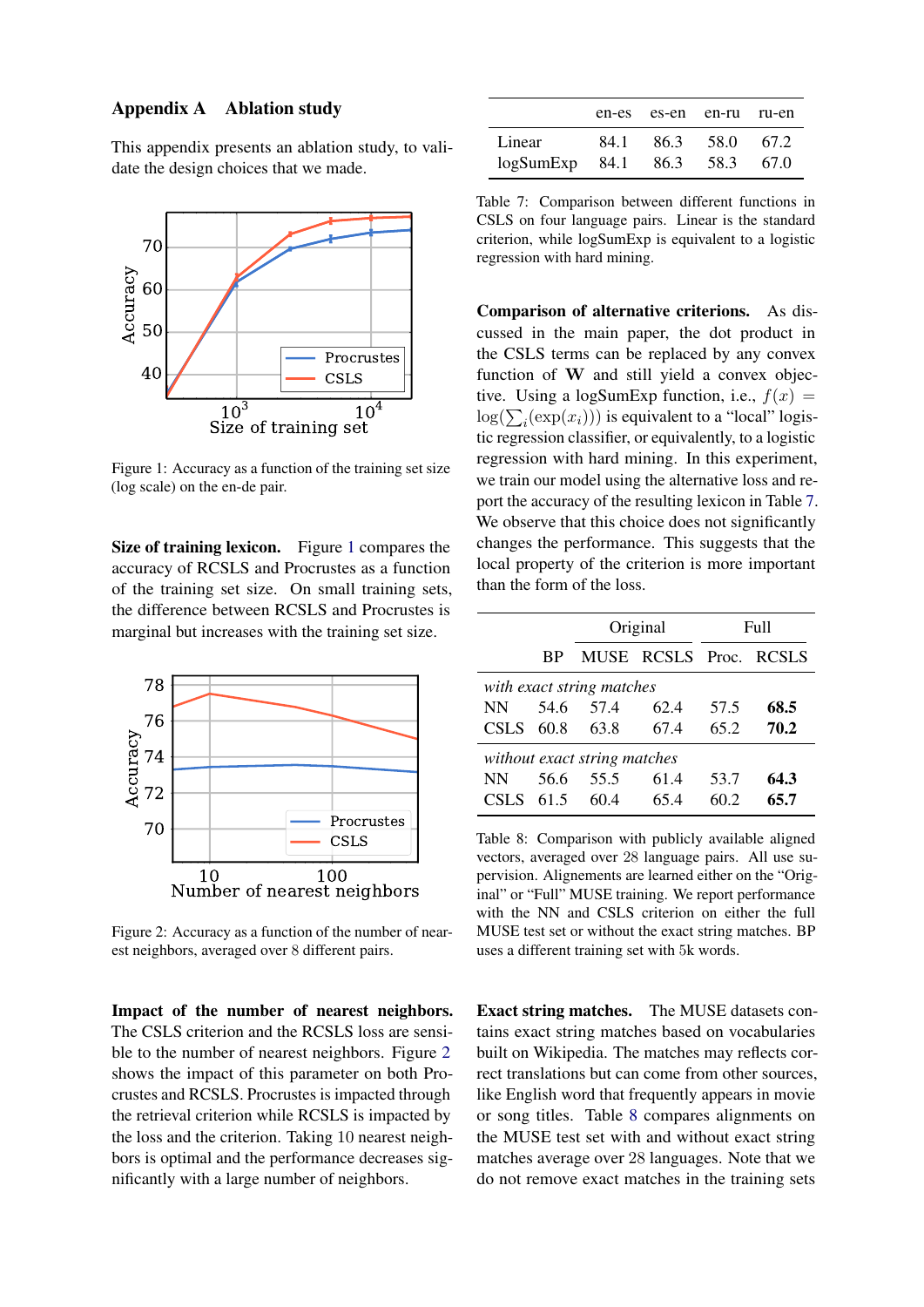## Appendix A Ablation study

This appendix presents an ablation study, to validate the design choices that we made.

Figure 1: Accuracy as a function of the training set size (log scale) on the en-de pair.

**Size of training lexicon.** Figure 1 compares the accuracy of RCSLS and Procrustes as a function of the training set size. On small training sets, the difference between RCSLS and Procrustes is marginal but increases with the training set size.

Figure 2: Accuracy as a function of the number of nearest neighbors, averaged over 8 different pairs.

**Impact of the number of nearest neighbors.** The CSLS criterion and the RCSLS loss are sensible to the number of nearest neighbors. Figure 2 shows the impact of this parameter on both Procrustes and RCSLS. Procrustes is impacted through the retrieval criterion while RCSLS is impacted by the loss and the criterion. Taking 10 nearest neighbors is optimal and the performance decreases significantly with a large number of neighbors.

| | en-es | es-en | en-ru | ru-en |
|---|---|---|---|---|
| Linear | 84.1 | 86.3 | 58.0 | 67.2 |
| logSumExp | 84.1 | 86.3 | 58.3 | 67.0 |

Table 7: Comparison between different functions in CSLS on four language pairs. Linear is the standard criterion, while logSumExp is equivalent to a logistic regression with hard mining.

**Comparison of alternative criterions.** As discussed in the main paper, the dot product in the CSLS terms can be replaced by any convex function of $\mathbf{W}$ and still yield a convex objective. Using a logSumExp function, i.e., $f(x) = \log(\sum_i(\exp(x_i)))$ is equivalent to a "local" logistic regression classifier, or equivalently, to a logistic regression with hard mining. In this experiment, we train our model using the alternative loss and report the accuracy of the resulting lexicon in Table 7. We observe that this choice does not significantly changes the performance. This suggests that the local property of the criterion is more important than the form of the loss.

| | | Original | | | Full | |
|---|---|---|---|---|---|---|
| | BP | MUSE | RCSLS | Proc. | RCSLS |
| *with exact string matches* | | | | | |
| NN | 54.6 | 57.4 | 62.4 | 57.5 | **68.5** |
| CSLS | 60.8 | 63.8 | 67.4 | 65.2 | **70.2** |
| *without exact string matches* | | | | | |
| NN | 56.6 | 55.5 | 61.4 | 53.7 | **64.3** |
| CSLS | 61.5 | 60.4 | 65.4 | 60.2 | **65.7** |

Table 8: Comparison with publicly available aligned vectors, averaged over 28 language pairs. All use supervision. Alignements are learned either on the "Original" or "Full" MUSE training. We report performance with the NN and CSLS criterion on either the full MUSE test set or without the exact string matches. BP uses a different training set with 5k words.

**Exact string matches.** The MUSE datasets contains exact string matches based on vocabularies built on Wikipedia. The matches may reflects correct translations but can come from other sources, like English word that frequently appears in movie or song titles. Table 8 compares alignments on the MUSE test set with and without exact string matches average over 28 languages. Note that we do not remove exact matches in the training sets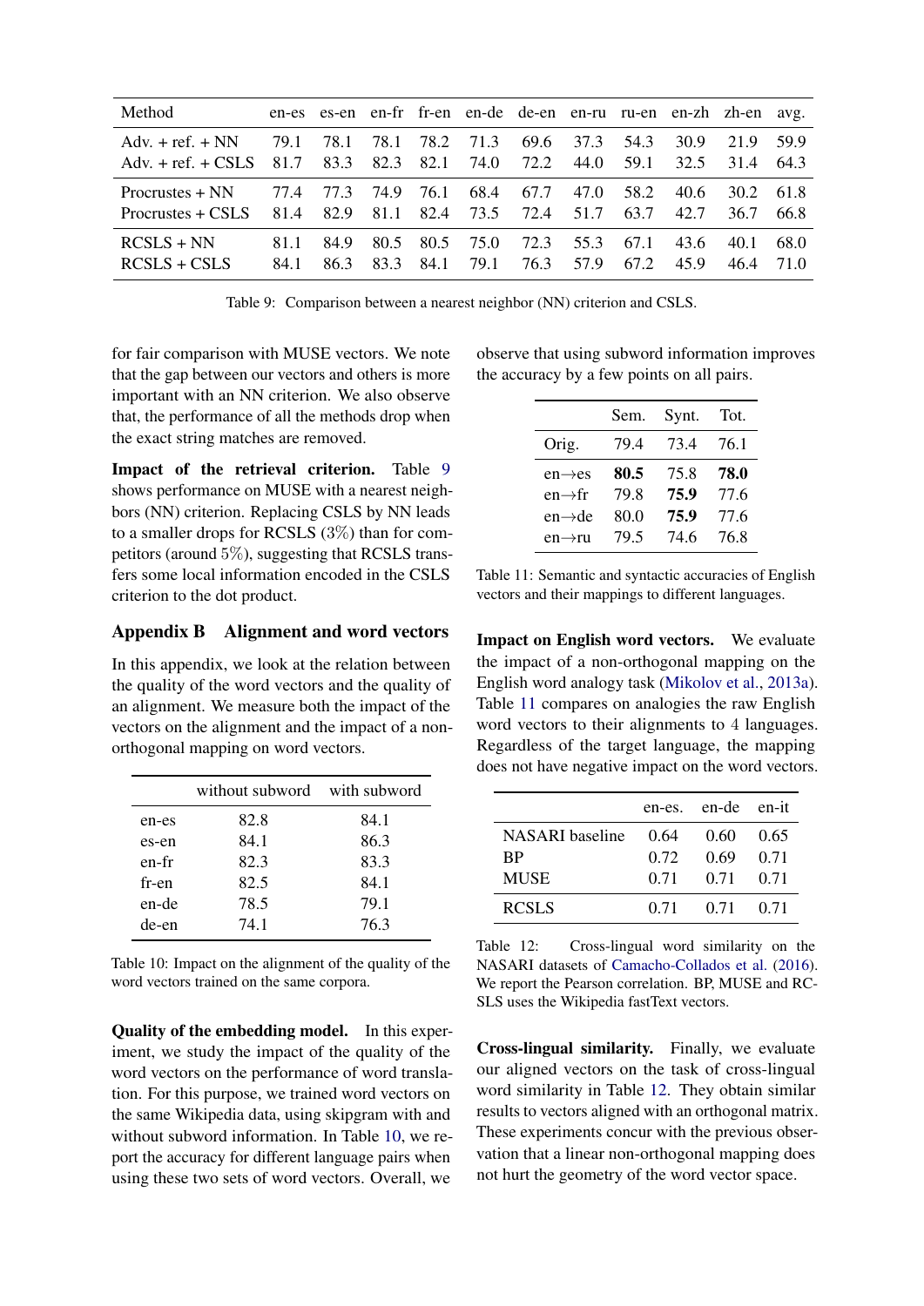| Method | en-es | es-en | en-fr | fr-en | en-de | de-en | en-ru | ru-en | en-zh | zh-en | avg. |
|---|---|---|---|---|---|---|---|---|---|---|---|
| Adv. + ref. + NN | 79.1 | 78.1 | 78.1 | 78.2 | 71.3 | 69.6 | 37.3 | 54.3 | 30.9 | 21.9 | 59.9 |
| Adv. + ref. + CSLS | 81.7 | 83.3 | 82.3 | 82.1 | 74.0 | 72.2 | 44.0 | 59.1 | 32.5 | 31.4 | 64.3 |
| Procrustes + NN | 77.4 | 77.3 | 74.9 | 76.1 | 68.4 | 67.7 | 47.0 | 58.2 | 40.6 | 30.2 | 61.8 |
| Procrustes + CSLS | 81.4 | 82.9 | 81.1 | 82.4 | 73.5 | 72.4 | 51.7 | 63.7 | 42.7 | 36.7 | 66.8 |
| RCSLS + NN | 81.1 | 84.9 | 80.5 | 80.5 | 75.0 | 72.3 | 55.3 | 67.1 | 43.6 | 40.1 | 68.0 |
| RCSLS + CSLS | 84.1 | 86.3 | 83.3 | 84.1 | 79.1 | 76.3 | 57.9 | 67.2 | 45.9 | 46.4 | 71.0 |

Table 9: Comparison between a nearest neighbor (NN) criterion and CSLS.

for fair comparison with MUSE vectors. We note that the gap between our vectors and others is more important with an NN criterion. We also observe that, the performance of all the methods drop when the exact string matches are removed.

**Impact of the retrieval criterion.** Table 9 shows performance on MUSE with a nearest neighbors (NN) criterion. Replacing CSLS by NN leads to a smaller drops for RCSLS (3%) than for competitors (around 5%), suggesting that RCSLS transfers some local information encoded in the CSLS criterion to the dot product.

## Appendix B Alignment and word vectors

In this appendix, we look at the relation between the quality of the word vectors and the quality of an alignment. We measure both the impact of the vectors on the alignment and the impact of a non-orthogonal mapping on word vectors.

| | without subword | with subword |
|---|---|---|
| en-es | 82.8 | 84.1 |
| es-en | 84.1 | 86.3 |
| en-fr | 82.3 | 83.3 |
| fr-en | 82.5 | 84.1 |
| en-de | 78.5 | 79.1 |
| de-en | 74.1 | 76.3 |

Table 10: Impact on the alignment of the quality of the word vectors trained on the same corpora.

**Quality of the embedding model.** In this experiment, we study the impact of the quality of the word vectors on the performance of word translation. For this purpose, we trained word vectors on the same Wikipedia data, using skipgram with and without subword information. In Table 10, we report the accuracy for different language pairs when using these two sets of word vectors. Overall, we observe that using subword information improves the accuracy by a few points on all pairs.

| | Sem. | Synt. | Tot. |
|---|---|---|---|
| Orig. | 79.4 | 73.4 | 76.1 |
| en→es | **80.5** | 75.8 | **78.0** |
| en→fr | 79.8 | **75.9** | 77.6 |
| en→de | 80.0 | **75.9** | 77.6 |
| en→ru | 79.5 | 74.6 | 76.8 |

Table 11: Semantic and syntactic accuracies of English vectors and their mappings to different languages.

**Impact on English word vectors.** We evaluate the impact of a non-orthogonal mapping on the English word analogy task (Mikolov et al., 2013a). Table 11 compares on analogies the raw English word vectors to their alignments to 4 languages. Regardless of the target language, the mapping does not have negative impact on the word vectors.

| | en-es. | en-de | en-it |
|---|---|---|---|
| NASARI baseline | 0.64 | 0.60 | 0.65 |
| BP | 0.72 | 0.69 | 0.71 |
| MUSE | 0.71 | 0.71 | 0.71 |
| RCSLS | 0.71 | 0.71 | 0.71 |

Table 12: Cross-lingual word similarity on the NASARI datasets of Camacho-Collados et al. (2016). We report the Pearson correlation. BP, MUSE and RCSLS uses the Wikipedia fastText vectors.

**Cross-lingual similarity.** Finally, we evaluate our aligned vectors on the task of cross-lingual word similarity in Table 12. They obtain similar results to vectors aligned with an orthogonal matrix. These experiments concur with the previous observation that a linear non-orthogonal mapping does not hurt the geometry of the word vector space.